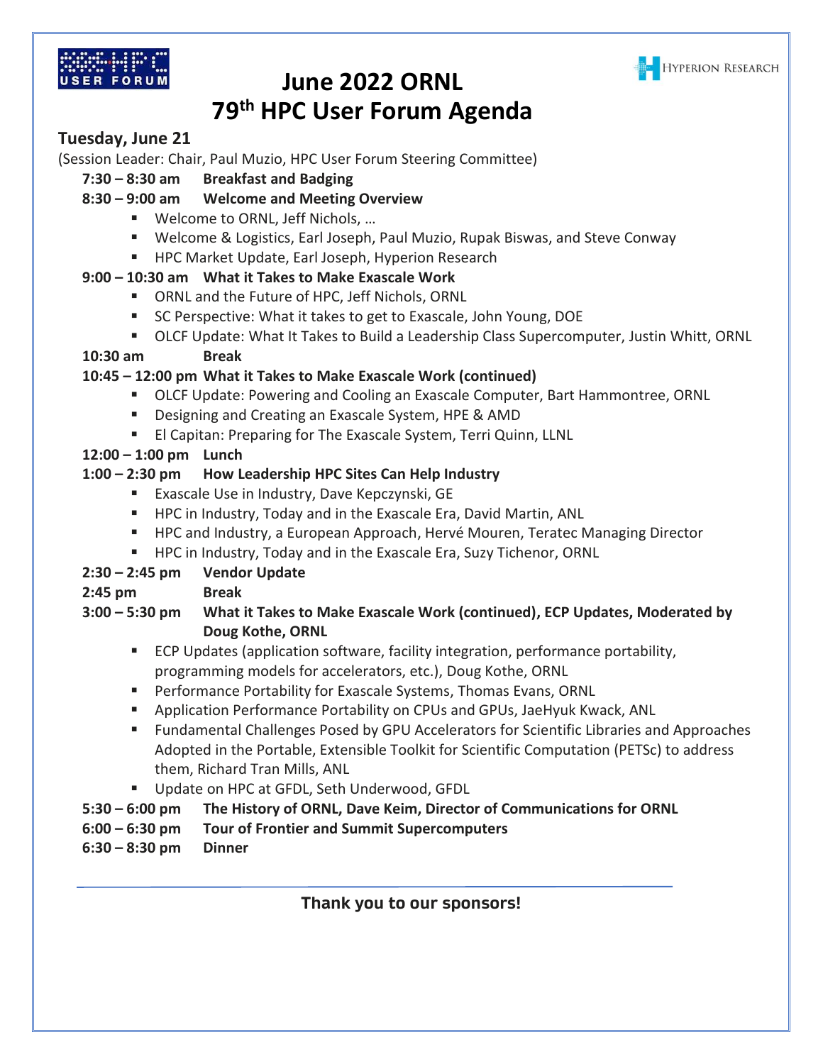# June 2022 ORNL
# 79th HPC User Forum Agenda

## Tuesday, June 21

(Session Leader: Chair, Paul Muzio, HPC User Forum Steering Committee)

**7:30 – 8:30 am Breakfast and Badging**

**8:30 – 9:00 am Welcome and Meeting Overview**

- Welcome to ORNL, Jeff Nichols, …
- Welcome & Logistics, Earl Joseph, Paul Muzio, Rupak Biswas, and Steve Conway
- HPC Market Update, Earl Joseph, Hyperion Research

**9:00 – 10:30 am What it Takes to Make Exascale Work**

- ORNL and the Future of HPC, Jeff Nichols, ORNL
- SC Perspective: What it takes to get to Exascale, John Young, DOE
- OLCF Update: What It Takes to Build a Leadership Class Supercomputer, Justin Whitt, ORNL

**10:30 am Break**

**10:45 – 12:00 pm What it Takes to Make Exascale Work (continued)**

- OLCF Update: Powering and Cooling an Exascale Computer, Bart Hammontree, ORNL
- Designing and Creating an Exascale System, HPE & AMD
- El Capitan: Preparing for The Exascale System, Terri Quinn, LLNL

**12:00 – 1:00 pm Lunch**

**1:00 – 2:30 pm How Leadership HPC Sites Can Help Industry**

- Exascale Use in Industry, Dave Kepczynski, GE
- HPC in Industry, Today and in the Exascale Era, David Martin, ANL
- HPC and Industry, a European Approach, Hervé Mouren, Teratec Managing Director
- HPC in Industry, Today and in the Exascale Era, Suzy Tichenor, ORNL

**2:30 – 2:45 pm Vendor Update**

**2:45 pm Break**

**3:00 – 5:30 pm What it Takes to Make Exascale Work (continued), ECP Updates, Moderated by Doug Kothe, ORNL**

- ECP Updates (application software, facility integration, performance portability, programming models for accelerators, etc.), Doug Kothe, ORNL
- Performance Portability for Exascale Systems, Thomas Evans, ORNL
- Application Performance Portability on CPUs and GPUs, JaeHyuk Kwack, ANL
- Fundamental Challenges Posed by GPU Accelerators for Scientific Libraries and Approaches Adopted in the Portable, Extensible Toolkit for Scientific Computation (PETSc) to address them, Richard Tran Mills, ANL
- Update on HPC at GFDL, Seth Underwood, GFDL

**5:30 – 6:00 pm The History of ORNL, Dave Keim, Director of Communications for ORNL**

**6:00 – 6:30 pm Tour of Frontier and Summit Supercomputers**

**6:30 – 8:30 pm Dinner**

---

**Thank you to our sponsors!**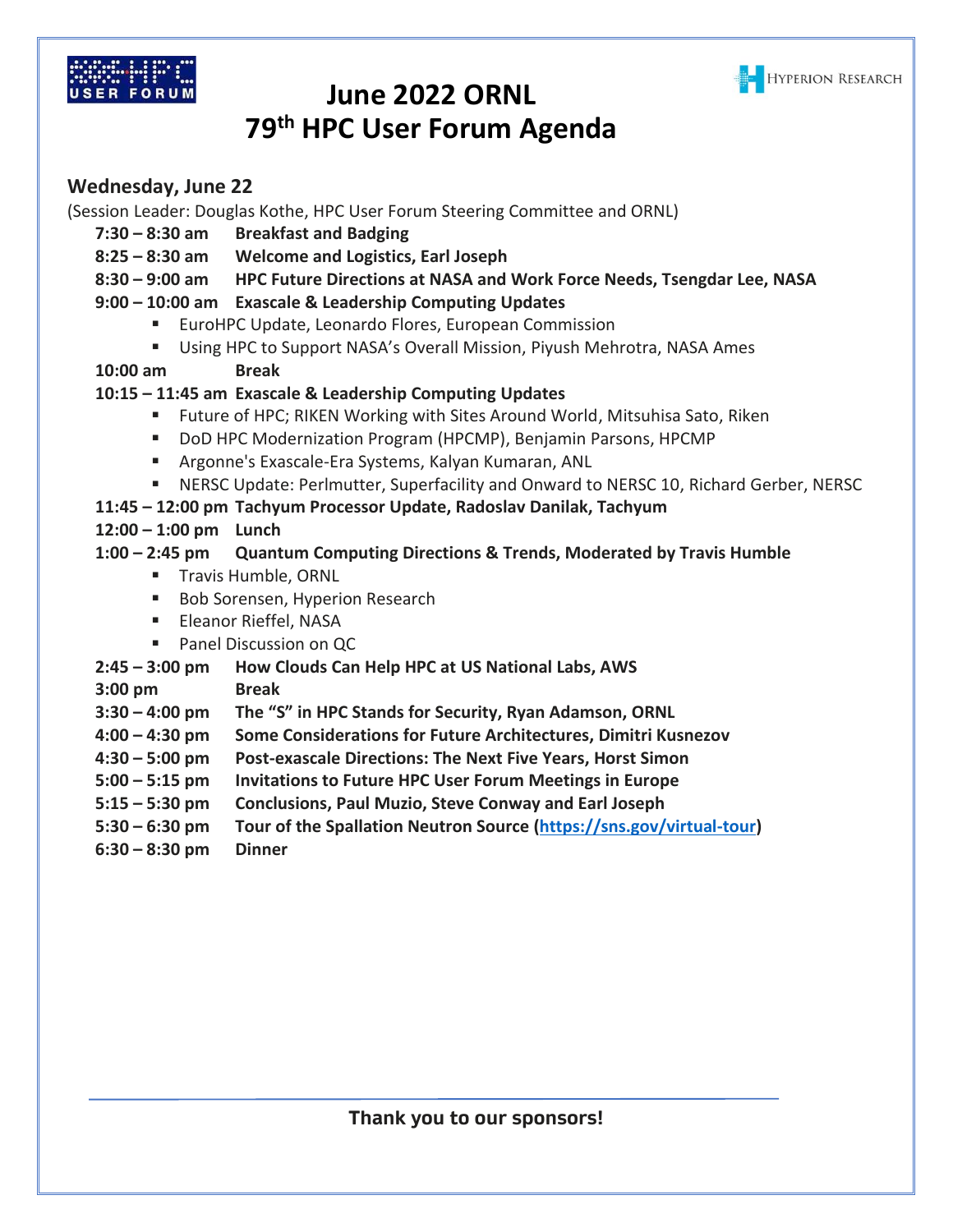# June 2022 ORNL
# 79th HPC User Forum Agenda

## Wednesday, June 22

(Session Leader: Douglas Kothe, HPC User Forum Steering Committee and ORNL)

**7:30 – 8:30 am** **Breakfast and Badging**

**8:25 – 8:30 am** **Welcome and Logistics, Earl Joseph**

**8:30 – 9:00 am** **HPC Future Directions at NASA and Work Force Needs, Tsengdar Lee, NASA**

**9:00 – 10:00 am** **Exascale & Leadership Computing Updates**

- EuroHPC Update, Leonardo Flores, European Commission
- Using HPC to Support NASA's Overall Mission, Piyush Mehrotra, NASA Ames

**10:00 am** **Break**

**10:15 – 11:45 am** **Exascale & Leadership Computing Updates**

- Future of HPC; RIKEN Working with Sites Around World, Mitsuhisa Sato, Riken
- DoD HPC Modernization Program (HPCMP), Benjamin Parsons, HPCMP
- Argonne's Exascale-Era Systems, Kalyan Kumaran, ANL
- NERSC Update: Perlmutter, Superfacility and Onward to NERSC 10, Richard Gerber, NERSC

**11:45 – 12:00 pm** **Tachyum Processor Update, Radoslav Danilak, Tachyum**

**12:00 – 1:00 pm** **Lunch**

**1:00 – 2:45 pm** **Quantum Computing Directions & Trends, Moderated by Travis Humble**

- Travis Humble, ORNL
- Bob Sorensen, Hyperion Research
- Eleanor Rieffel, NASA
- Panel Discussion on QC

**2:45 – 3:00 pm** **How Clouds Can Help HPC at US National Labs, AWS**

**3:00 pm** **Break**

**3:30 – 4:00 pm** **The "S" in HPC Stands for Security, Ryan Adamson, ORNL**

**4:00 – 4:30 pm** **Some Considerations for Future Architectures, Dimitri Kusnezov**

**4:30 – 5:00 pm** **Post-exascale Directions: The Next Five Years, Horst Simon**

**5:00 – 5:15 pm** **Invitations to Future HPC User Forum Meetings in Europe**

**5:15 – 5:30 pm** **Conclusions, Paul Muzio, Steve Conway and Earl Joseph**

**5:30 – 6:30 pm** **Tour of the Spallation Neutron Source ([https://sns.gov/virtual-tour](https://sns.gov/virtual-tour))**

**6:30 – 8:30 pm** **Dinner**

**Thank you to our sponsors!**